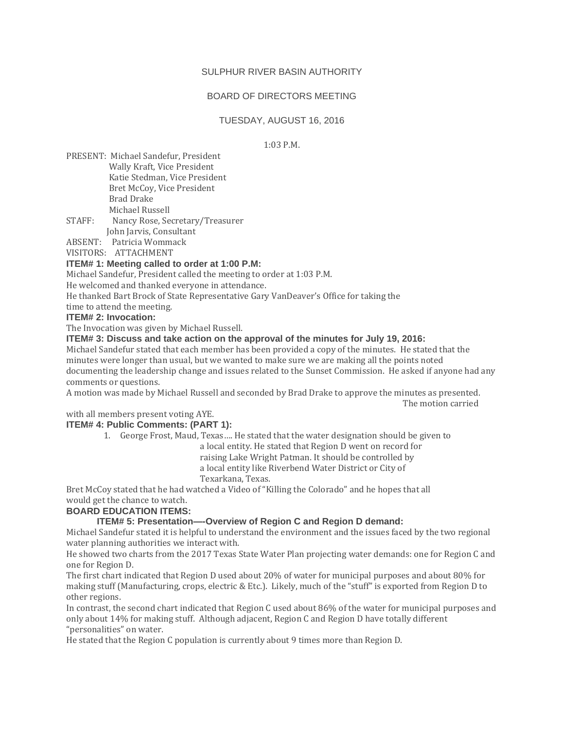SULPHUR RIVER BASIN AUTHORITY

BOARD OF DIRECTORS MEETING

TUESDAY, AUGUST 16, 2016

1:03 P.M.

PRESENT: Michael Sandefur, President
Wally Kraft, Vice President
Katie Stedman, Vice President
Bret McCoy, Vice President
Brad Drake
Michael Russell
STAFF: Nancy Rose, Secretary/Treasurer
John Jarvis, Consultant
ABSENT: Patricia Wommack
VISITORS: ATTACHMENT

**ITEM# 1: Meeting called to order at 1:00 P.M:**

Michael Sandefur, President called the meeting to order at 1:03 P.M.
He welcomed and thanked everyone in attendance.
He thanked Bart Brock of State Representative Gary VanDeaver's Office for taking the time to attend the meeting.

**ITEM# 2: Invocation:**

The Invocation was given by Michael Russell.

**ITEM# 3: Discuss and take action on the approval of the minutes for July 19, 2016:**

Michael Sandefur stated that each member has been provided a copy of the minutes. He stated that the minutes were longer than usual, but we wanted to make sure we are making all the points noted documenting the leadership change and issues related to the Sunset Commission. He asked if anyone had any comments or questions.

A motion was made by Michael Russell and seconded by Brad Drake to approve the minutes as presented. The motion carried with all members present voting AYE.

**ITEM# 4: Public Comments: (PART 1):**

1. George Frost, Maud, Texas.... He stated that the water designation should be given to a local entity. He stated that Region D went on record for raising Lake Wright Patman. It should be controlled by a local entity like Riverbend Water District or City of Texarkana, Texas.

Bret McCoy stated that he had watched a Video of "Killing the Colorado" and he hopes that all would get the chance to watch.

**BOARD EDUCATION ITEMS:**

**ITEM# 5: Presentation—-Overview of Region C and Region D demand:**

Michael Sandefur stated it is helpful to understand the environment and the issues faced by the two regional water planning authorities we interact with.

He showed two charts from the 2017 Texas State Water Plan projecting water demands: one for Region C and one for Region D.

The first chart indicated that Region D used about 20% of water for municipal purposes and about 80% for making stuff (Manufacturing, crops, electric & Etc.). Likely, much of the "stuff" is exported from Region D to other regions.

In contrast, the second chart indicated that Region C used about 86% of the water for municipal purposes and only about 14% for making stuff. Although adjacent, Region C and Region D have totally different "personalities" on water.

He stated that the Region C population is currently about 9 times more than Region D.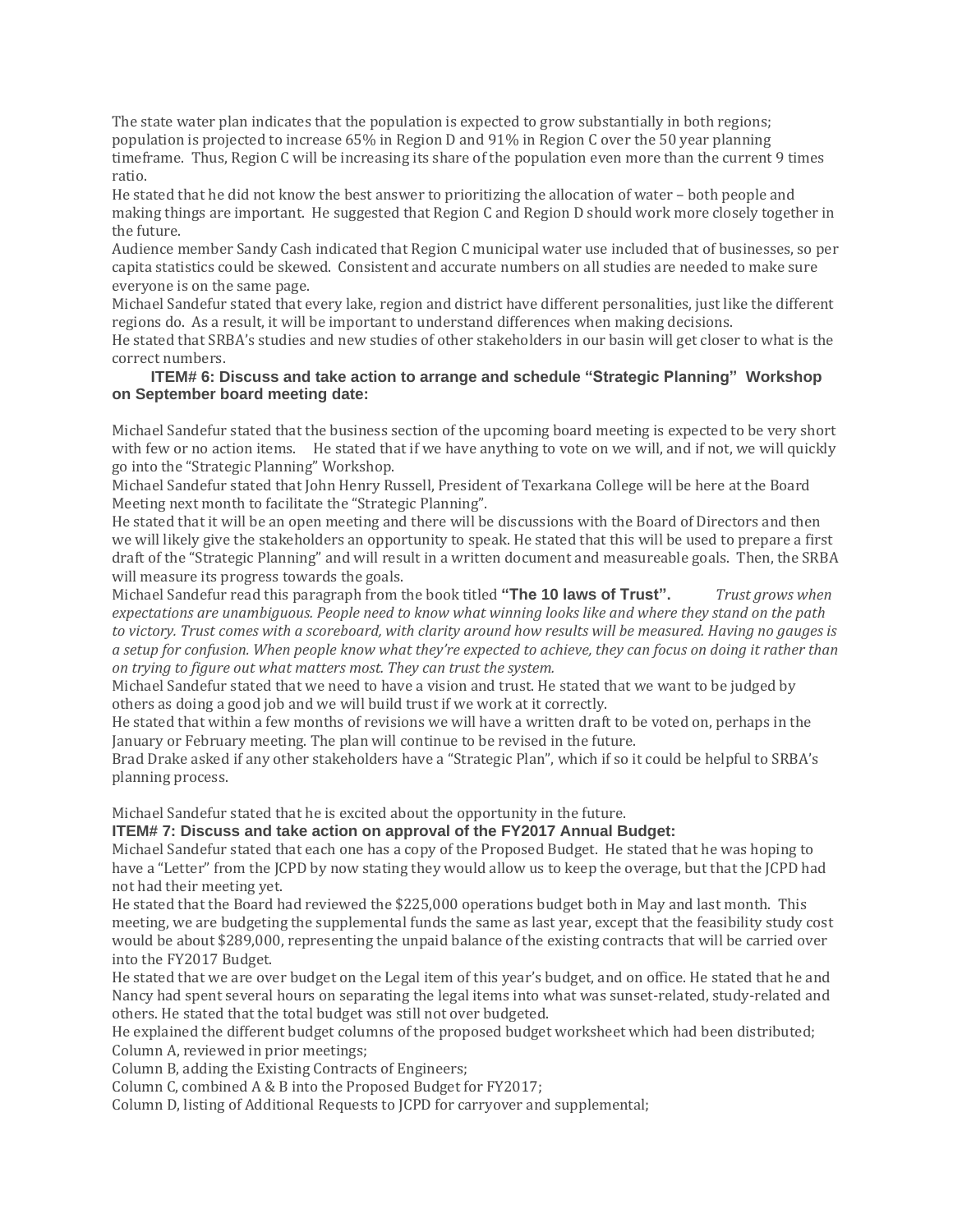The state water plan indicates that the population is expected to grow substantially in both regions; population is projected to increase 65% in Region D and 91% in Region C over the 50 year planning timeframe. Thus, Region C will be increasing its share of the population even more than the current 9 times ratio.

He stated that he did not know the best answer to prioritizing the allocation of water – both people and making things are important. He suggested that Region C and Region D should work more closely together in the future.

Audience member Sandy Cash indicated that Region C municipal water use included that of businesses, so per capita statistics could be skewed. Consistent and accurate numbers on all studies are needed to make sure everyone is on the same page.

Michael Sandefur stated that every lake, region and district have different personalities, just like the different regions do. As a result, it will be important to understand differences when making decisions.

He stated that SRBA's studies and new studies of other stakeholders in our basin will get closer to what is the correct numbers.

**ITEM# 6: Discuss and take action to arrange and schedule "Strategic Planning" Workshop on September board meeting date:**

Michael Sandefur stated that the business section of the upcoming board meeting is expected to be very short with few or no action items. He stated that if we have anything to vote on we will, and if not, we will quickly go into the "Strategic Planning" Workshop.

Michael Sandefur stated that John Henry Russell, President of Texarkana College will be here at the Board Meeting next month to facilitate the "Strategic Planning".

He stated that it will be an open meeting and there will be discussions with the Board of Directors and then we will likely give the stakeholders an opportunity to speak. He stated that this will be used to prepare a first draft of the "Strategic Planning" and will result in a written document and measureable goals. Then, the SRBA will measure its progress towards the goals.

Michael Sandefur read this paragraph from the book titled **"The 10 laws of Trust".** *Trust grows when expectations are unambiguous. People need to know what winning looks like and where they stand on the path to victory. Trust comes with a scoreboard, with clarity around how results will be measured. Having no gauges is a setup for confusion. When people know what they're expected to achieve, they can focus on doing it rather than on trying to figure out what matters most. They can trust the system.*

Michael Sandefur stated that we need to have a vision and trust. He stated that we want to be judged by others as doing a good job and we will build trust if we work at it correctly.

He stated that within a few months of revisions we will have a written draft to be voted on, perhaps in the January or February meeting. The plan will continue to be revised in the future.

Brad Drake asked if any other stakeholders have a "Strategic Plan", which if so it could be helpful to SRBA's planning process.

Michael Sandefur stated that he is excited about the opportunity in the future.

**ITEM# 7: Discuss and take action on approval of the FY2017 Annual Budget:**

Michael Sandefur stated that each one has a copy of the Proposed Budget. He stated that he was hoping to have a "Letter" from the JCPD by now stating they would allow us to keep the overage, but that the JCPD had not had their meeting yet.

He stated that the Board had reviewed the $225,000 operations budget both in May and last month. This meeting, we are budgeting the supplemental funds the same as last year, except that the feasibility study cost would be about $289,000, representing the unpaid balance of the existing contracts that will be carried over into the FY2017 Budget.

He stated that we are over budget on the Legal item of this year's budget, and on office. He stated that he and Nancy had spent several hours on separating the legal items into what was sunset-related, study-related and others. He stated that the total budget was still not over budgeted.

He explained the different budget columns of the proposed budget worksheet which had been distributed;

Column A, reviewed in prior meetings;

Column B, adding the Existing Contracts of Engineers;

Column C, combined A & B into the Proposed Budget for FY2017;

Column D, listing of Additional Requests to JCPD for carryover and supplemental;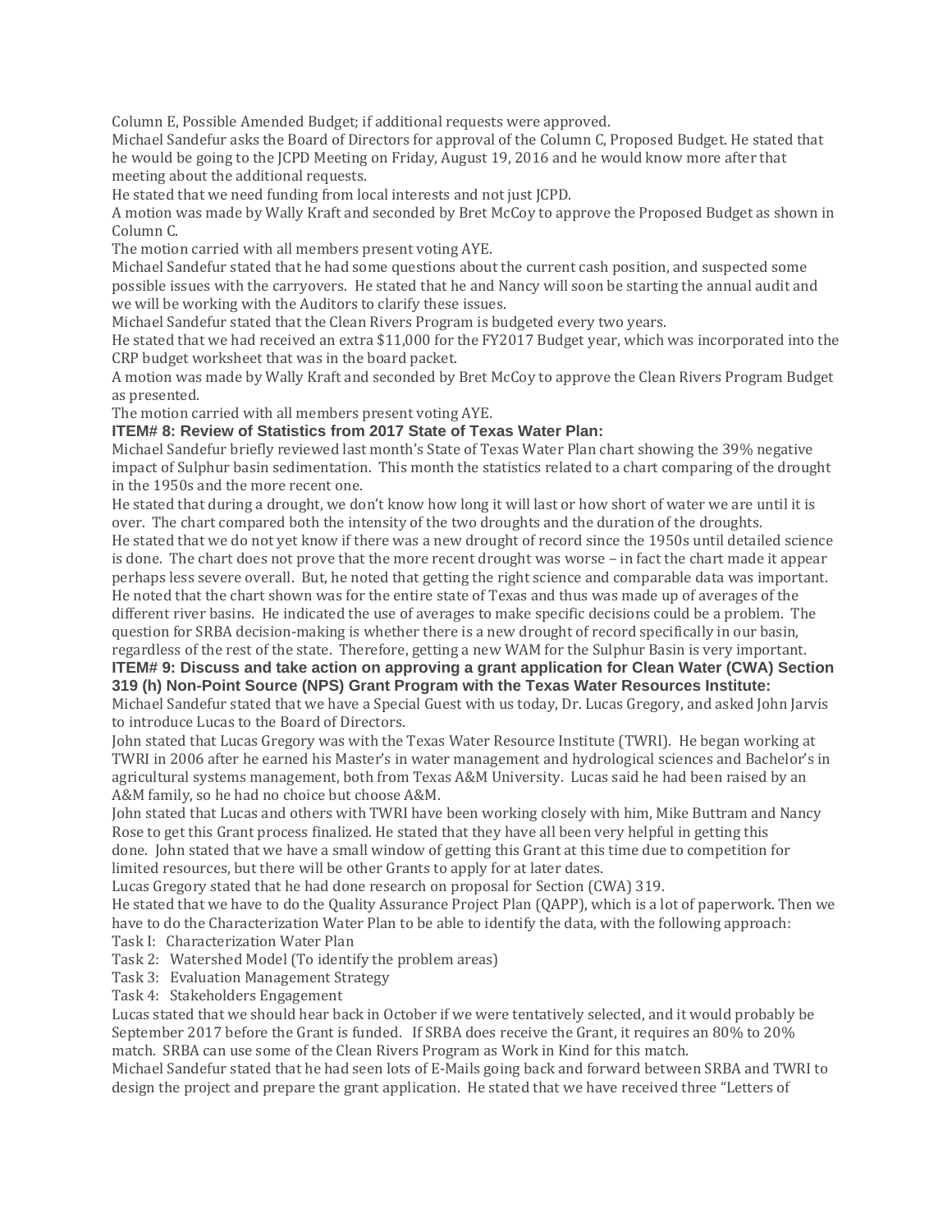Column E, Possible Amended Budget; if additional requests were approved.

Michael Sandefur asks the Board of Directors for approval of the Column C, Proposed Budget. He stated that he would be going to the JCPD Meeting on Friday, August 19, 2016 and he would know more after that meeting about the additional requests.

He stated that we need funding from local interests and not just JCPD.

A motion was made by Wally Kraft and seconded by Bret McCoy to approve the Proposed Budget as shown in Column C.

The motion carried with all members present voting AYE.

Michael Sandefur stated that he had some questions about the current cash position, and suspected some possible issues with the carryovers. He stated that he and Nancy will soon be starting the annual audit and we will be working with the Auditors to clarify these issues.

Michael Sandefur stated that the Clean Rivers Program is budgeted every two years.

He stated that we had received an extra $11,000 for the FY2017 Budget year, which was incorporated into the CRP budget worksheet that was in the board packet.

A motion was made by Wally Kraft and seconded by Bret McCoy to approve the Clean Rivers Program Budget as presented.

The motion carried with all members present voting AYE.

**ITEM# 8: Review of Statistics from 2017 State of Texas Water Plan:**

Michael Sandefur briefly reviewed last month's State of Texas Water Plan chart showing the 39% negative impact of Sulphur basin sedimentation. This month the statistics related to a chart comparing of the drought in the 1950s and the more recent one.

He stated that during a drought, we don't know how long it will last or how short of water we are until it is over. The chart compared both the intensity of the two droughts and the duration of the droughts.

He stated that we do not yet know if there was a new drought of record since the 1950s until detailed science is done. The chart does not prove that the more recent drought was worse – in fact the chart made it appear perhaps less severe overall. But, he noted that getting the right science and comparable data was important. He noted that the chart shown was for the entire state of Texas and thus was made up of averages of the different river basins. He indicated the use of averages to make specific decisions could be a problem. The question for SRBA decision-making is whether there is a new drought of record specifically in our basin, regardless of the rest of the state. Therefore, getting a new WAM for the Sulphur Basin is very important.

**ITEM# 9: Discuss and take action on approving a grant application for Clean Water (CWA) Section 319 (h) Non-Point Source (NPS) Grant Program with the Texas Water Resources Institute:**

Michael Sandefur stated that we have a Special Guest with us today, Dr. Lucas Gregory, and asked John Jarvis to introduce Lucas to the Board of Directors.

John stated that Lucas Gregory was with the Texas Water Resource Institute (TWRI). He began working at TWRI in 2006 after he earned his Master's in water management and hydrological sciences and Bachelor's in agricultural systems management, both from Texas A&M University. Lucas said he had been raised by an A&M family, so he had no choice but choose A&M.

John stated that Lucas and others with TWRI have been working closely with him, Mike Buttram and Nancy Rose to get this Grant process finalized. He stated that they have all been very helpful in getting this done. John stated that we have a small window of getting this Grant at this time due to competition for limited resources, but there will be other Grants to apply for at later dates.

Lucas Gregory stated that he had done research on proposal for Section (CWA) 319.

He stated that we have to do the Quality Assurance Project Plan (QAPP), which is a lot of paperwork. Then we have to do the Characterization Water Plan to be able to identify the data, with the following approach:

Task I: Characterization Water Plan
Task 2: Watershed Model (To identify the problem areas)
Task 3: Evaluation Management Strategy
Task 4: Stakeholders Engagement

Lucas stated that we should hear back in October if we were tentatively selected, and it would probably be September 2017 before the Grant is funded. If SRBA does receive the Grant, it requires an 80% to 20% match. SRBA can use some of the Clean Rivers Program as Work in Kind for this match.

Michael Sandefur stated that he had seen lots of E-Mails going back and forward between SRBA and TWRI to design the project and prepare the grant application. He stated that we have received three "Letters of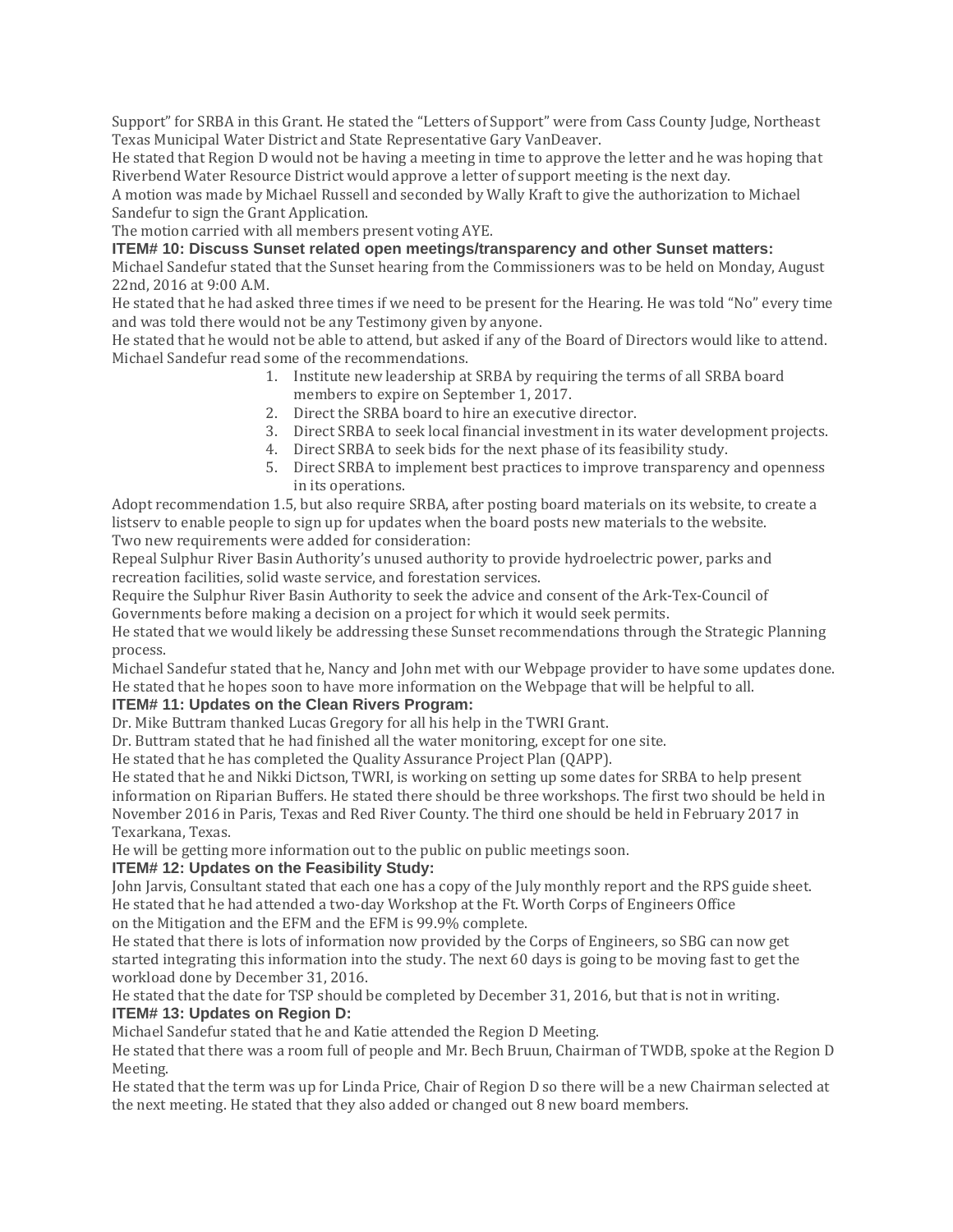Support" for SRBA in this Grant. He stated the "Letters of Support" were from Cass County Judge, Northeast Texas Municipal Water District and State Representative Gary VanDeaver.

He stated that Region D would not be having a meeting in time to approve the letter and he was hoping that Riverbend Water Resource District would approve a letter of support meeting is the next day.

A motion was made by Michael Russell and seconded by Wally Kraft to give the authorization to Michael Sandefur to sign the Grant Application.

The motion carried with all members present voting AYE.

**ITEM# 10: Discuss Sunset related open meetings/transparency and other Sunset matters:**

Michael Sandefur stated that the Sunset hearing from the Commissioners was to be held on Monday, August 22nd, 2016 at 9:00 A.M.

He stated that he had asked three times if we need to be present for the Hearing. He was told "No" every time and was told there would not be any Testimony given by anyone.

He stated that he would not be able to attend, but asked if any of the Board of Directors would like to attend.

Michael Sandefur read some of the recommendations.

1. Institute new leadership at SRBA by requiring the terms of all SRBA board members to expire on September 1, 2017.
2. Direct the SRBA board to hire an executive director.
3. Direct SRBA to seek local financial investment in its water development projects.
4. Direct SRBA to seek bids for the next phase of its feasibility study.
5. Direct SRBA to implement best practices to improve transparency and openness in its operations.

Adopt recommendation 1.5, but also require SRBA, after posting board materials on its website, to create a listserv to enable people to sign up for updates when the board posts new materials to the website.

Two new requirements were added for consideration:

Repeal Sulphur River Basin Authority's unused authority to provide hydroelectric power, parks and recreation facilities, solid waste service, and forestation services.

Require the Sulphur River Basin Authority to seek the advice and consent of the Ark-Tex-Council of Governments before making a decision on a project for which it would seek permits.

He stated that we would likely be addressing these Sunset recommendations through the Strategic Planning process.

Michael Sandefur stated that he, Nancy and John met with our Webpage provider to have some updates done. He stated that he hopes soon to have more information on the Webpage that will be helpful to all.

**ITEM# 11: Updates on the Clean Rivers Program:**

Dr. Mike Buttram thanked Lucas Gregory for all his help in the TWRI Grant.

Dr. Buttram stated that he had finished all the water monitoring, except for one site.

He stated that he has completed the Quality Assurance Project Plan (QAPP).

He stated that he and Nikki Dictson, TWRI, is working on setting up some dates for SRBA to help present information on Riparian Buffers. He stated there should be three workshops. The first two should be held in November 2016 in Paris, Texas and Red River County. The third one should be held in February 2017 in Texarkana, Texas.

He will be getting more information out to the public on public meetings soon.

**ITEM# 12: Updates on the Feasibility Study:**

John Jarvis, Consultant stated that each one has a copy of the July monthly report and the RPS guide sheet.

He stated that he had attended a two-day Workshop at the Ft. Worth Corps of Engineers Office on the Mitigation and the EFM and the EFM is 99.9% complete.

He stated that there is lots of information now provided by the Corps of Engineers, so SBG can now get started integrating this information into the study. The next 60 days is going to be moving fast to get the workload done by December 31, 2016.

He stated that the date for TSP should be completed by December 31, 2016, but that is not in writing.

**ITEM# 13: Updates on Region D:**

Michael Sandefur stated that he and Katie attended the Region D Meeting.

He stated that there was a room full of people and Mr. Bech Bruun, Chairman of TWDB, spoke at the Region D Meeting.

He stated that the term was up for Linda Price, Chair of Region D so there will be a new Chairman selected at the next meeting. He stated that they also added or changed out 8 new board members.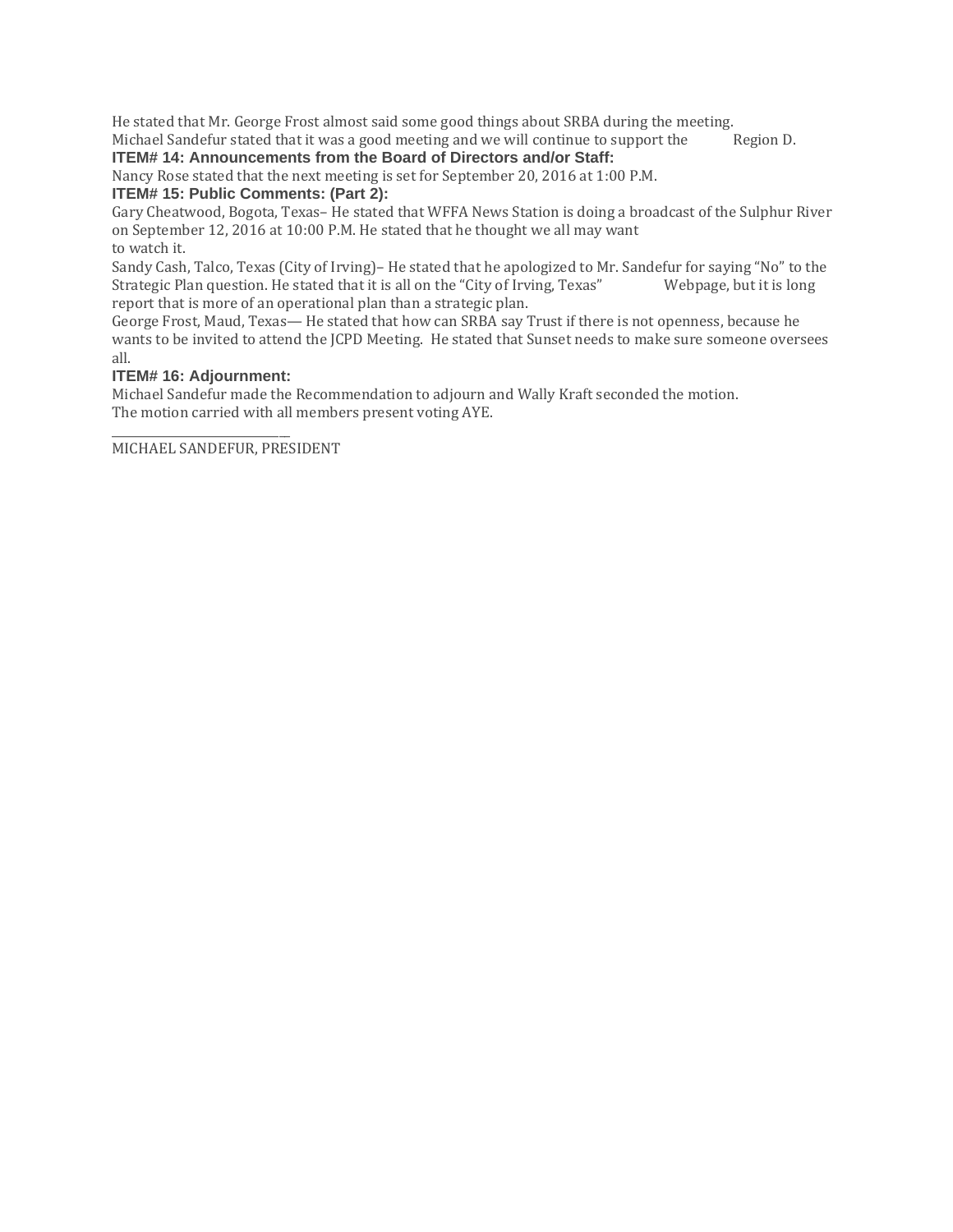He stated that Mr. George Frost almost said some good things about SRBA during the meeting.
Michael Sandefur stated that it was a good meeting and we will continue to support the Region D.

**ITEM# 14: Announcements from the Board of Directors and/or Staff:**

Nancy Rose stated that the next meeting is set for September 20, 2016 at 1:00 P.M.

**ITEM# 15: Public Comments: (Part 2):**

Gary Cheatwood, Bogota, Texas– He stated that WFFA News Station is doing a broadcast of the Sulphur River on September 12, 2016 at 10:00 P.M. He stated that he thought we all may want to watch it.

Sandy Cash, Talco, Texas (City of Irving)– He stated that he apologized to Mr. Sandefur for saying "No" to the Strategic Plan question. He stated that it is all on the "City of Irving, Texas" Webpage, but it is long report that is more of an operational plan than a strategic plan.

George Frost, Maud, Texas— He stated that how can SRBA say Trust if there is not openness, because he wants to be invited to attend the JCPD Meeting. He stated that Sunset needs to make sure someone oversees all.

**ITEM# 16: Adjournment:**

Michael Sandefur made the Recommendation to adjourn and Wally Kraft seconded the motion.
The motion carried with all members present voting AYE.

\_\_\_\_\_\_\_\_\_\_\_\_\_\_\_\_\_\_\_\_\_\_\_\_\_\_\_\_

MICHAEL SANDEFUR, PRESIDENT